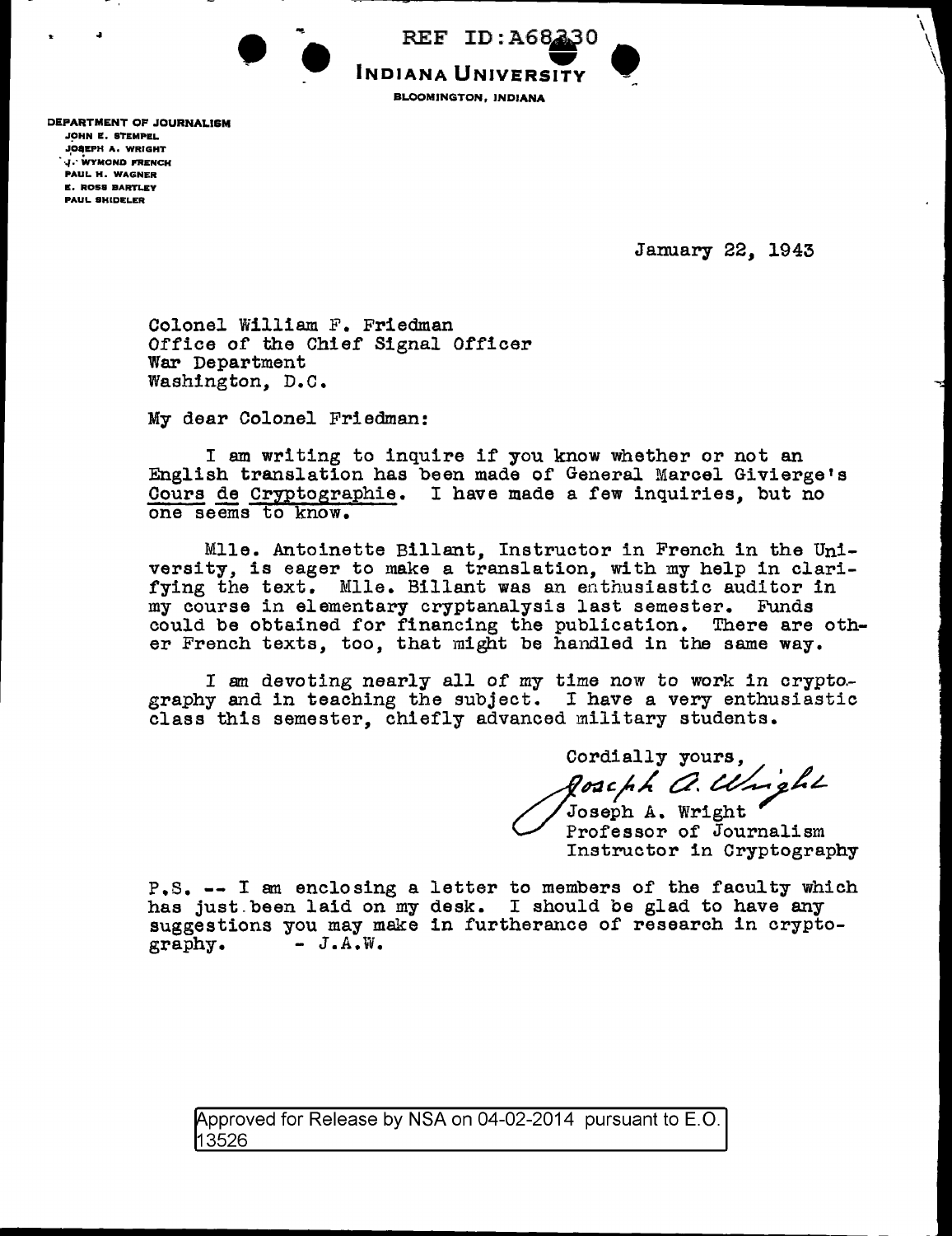REF ID:A68330

**INDIANA UNIVERSITY**

BLOOMINGTON, INDIANA

DEPARTMENT OF JOURNALISM
JOHN E. STEMPEL
JOSEPH A. WRIGHT
J. WYMOND FRENCH
PAUL H. WAGNER
E. ROSS BARTLEY
PAUL SHIDELER

January 22, 1943

Colonel William F. Friedman
Office of the Chief Signal Officer
War Department
Washington, D.C.

My dear Colonel Friedman:

I am writing to inquire if you know whether or not an English translation has been made of General Marcel Givierge's Cours de Cryptographie. I have made a few inquiries, but no one seems to know.

Mlle. Antoinette Billant, Instructor in French in the University, is eager to make a translation, with my help in clarifying the text. Mlle. Billant was an enthusiastic auditor in my course in elementary cryptanalysis last semester. Funds could be obtained for financing the publication. There are other French texts, too, that might be handled in the same way.

I am devoting nearly all of my time now to work in cryptography and in teaching the subject. I have a very enthusiastic class this semester, chiefly advanced military students.

Cordially yours,

Joseph A. Wright

Joseph A. Wright
Professor of Journalism
Instructor in Cryptography

P.S. -- I am enclosing a letter to members of the faculty which has just been laid on my desk. I should be glad to have any suggestions you may make in furtherance of research in cryptography. - J.A.W.

Approved for Release by NSA on 04-02-2014 pursuant to E.O. 13526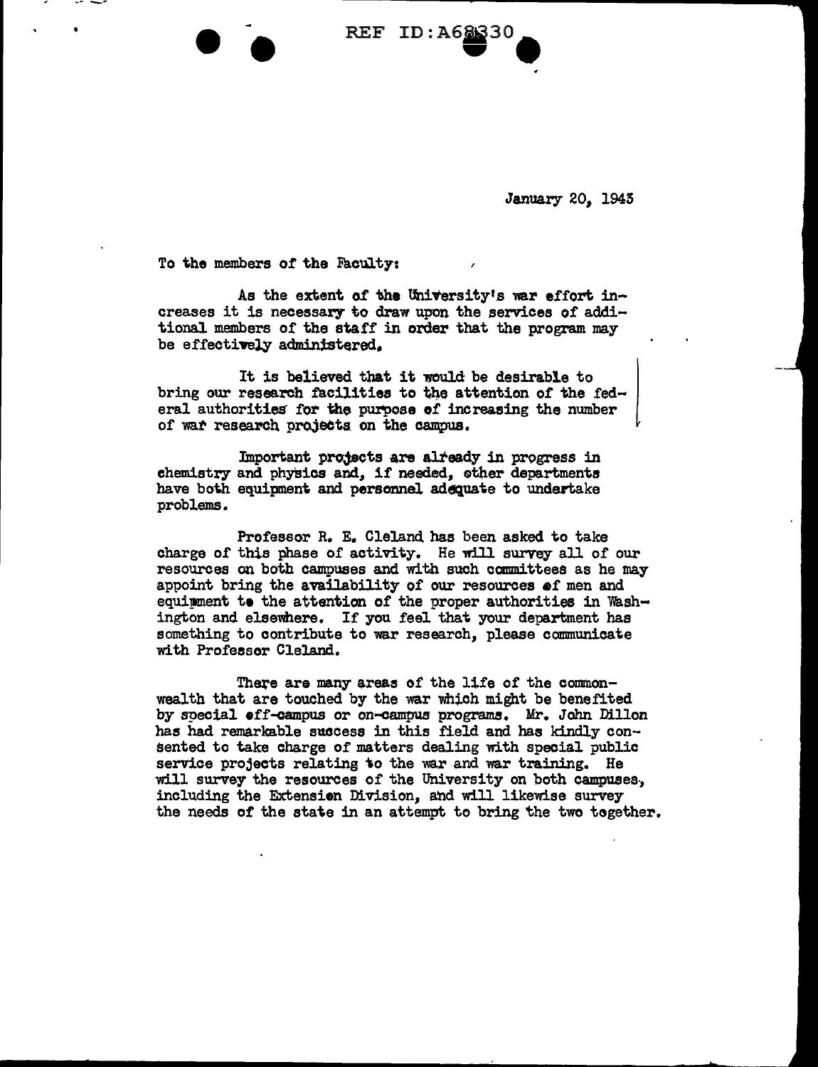January 20, 1943

To the members of the Faculty:

As the extent of the University's war effort increases it is necessary to draw upon the services of additional members of the staff in order that the program may be effectively administered.

It is believed that it would be desirable to bring our research facilities to the attention of the federal authorities for the purpose of increasing the number of war research projects on the campus.

Important projects are already in progress in chemistry and physics and, if needed, other departments have both equipment and personnel adequate to undertake problems.

Professor R. E. Cleland has been asked to take charge of this phase of activity. He will survey all of our resources on both campuses and with such committees as he may appoint bring the availability of our resources of men and equipment to the attention of the proper authorities in Washington and elsewhere. If you feel that your department has something to contribute to war research, please communicate with Professor Cleland.

There are many areas of the life of the commonwealth that are touched by the war which might be benefited by special off-campus or on-campus programs. Mr. John Dillon has had remarkable success in this field and has kindly consented to take charge of matters dealing with special public service projects relating to the war and war training. He will survey the resources of the University on both campuses, including the Extension Division, and will likewise survey the needs of the state in an attempt to bring the two together.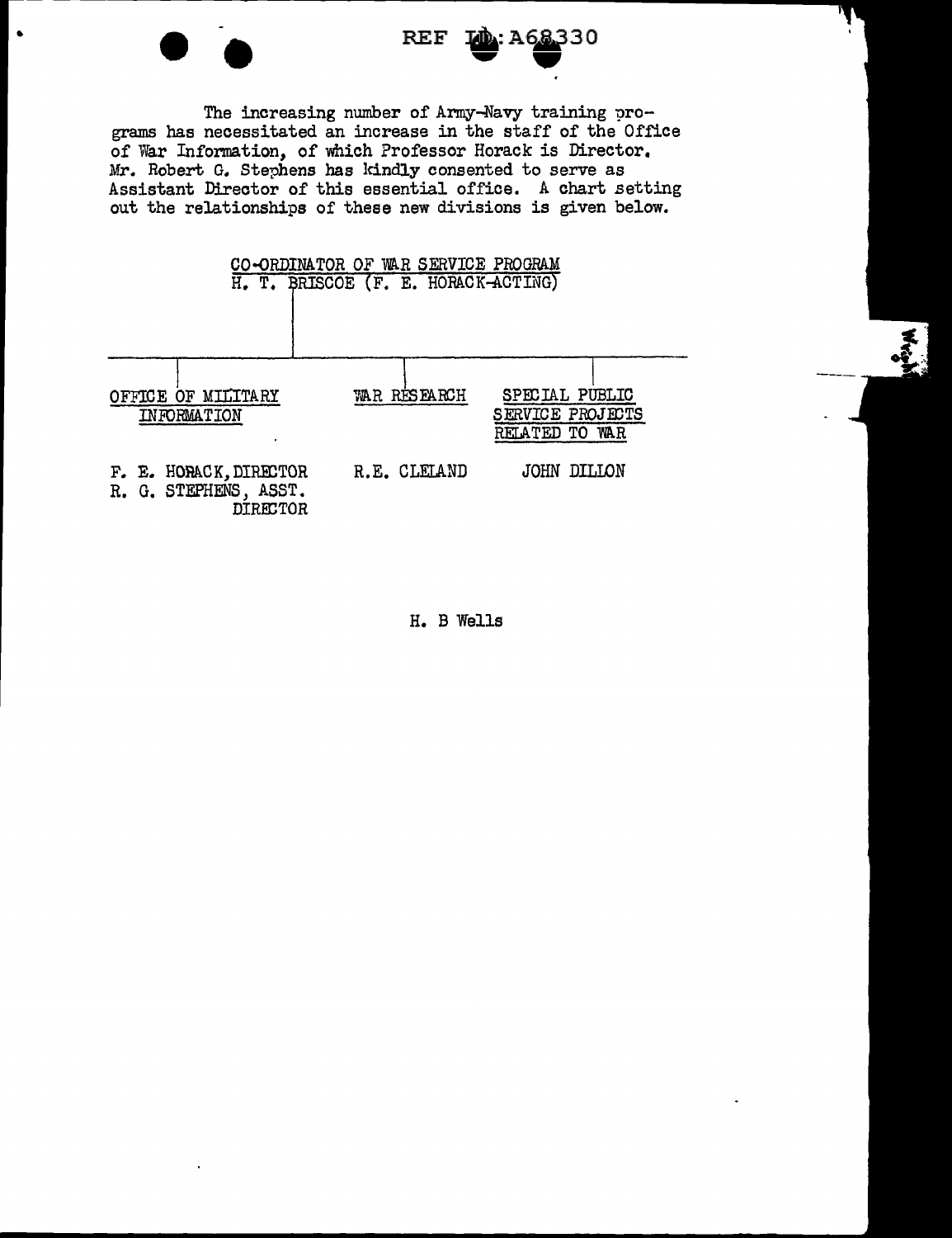REF ID:A68330

The increasing number of Army-Navy training programs has necessitated an increase in the staff of the Office of War Information, of which Professor Horack is Director. Mr. Robert G. Stephens has kindly consented to serve as Assistant Director of this essential office. A chart setting out the relationships of these new divisions is given below.

CO-ORDINATOR OF WAR SERVICE PROGRAM
H. T. BRISCOE (F. E. HORACK-ACTING)

OFFICE OF MILITARY INFORMATION

F. E. HORACK, DIRECTOR
R. G. STEPHENS, ASST. DIRECTOR

WAR RESEARCH

R.E. CLELAND

SPECIAL PUBLIC SERVICE PROJECTS RELATED TO WAR

JOHN DILLON

H. B Wells